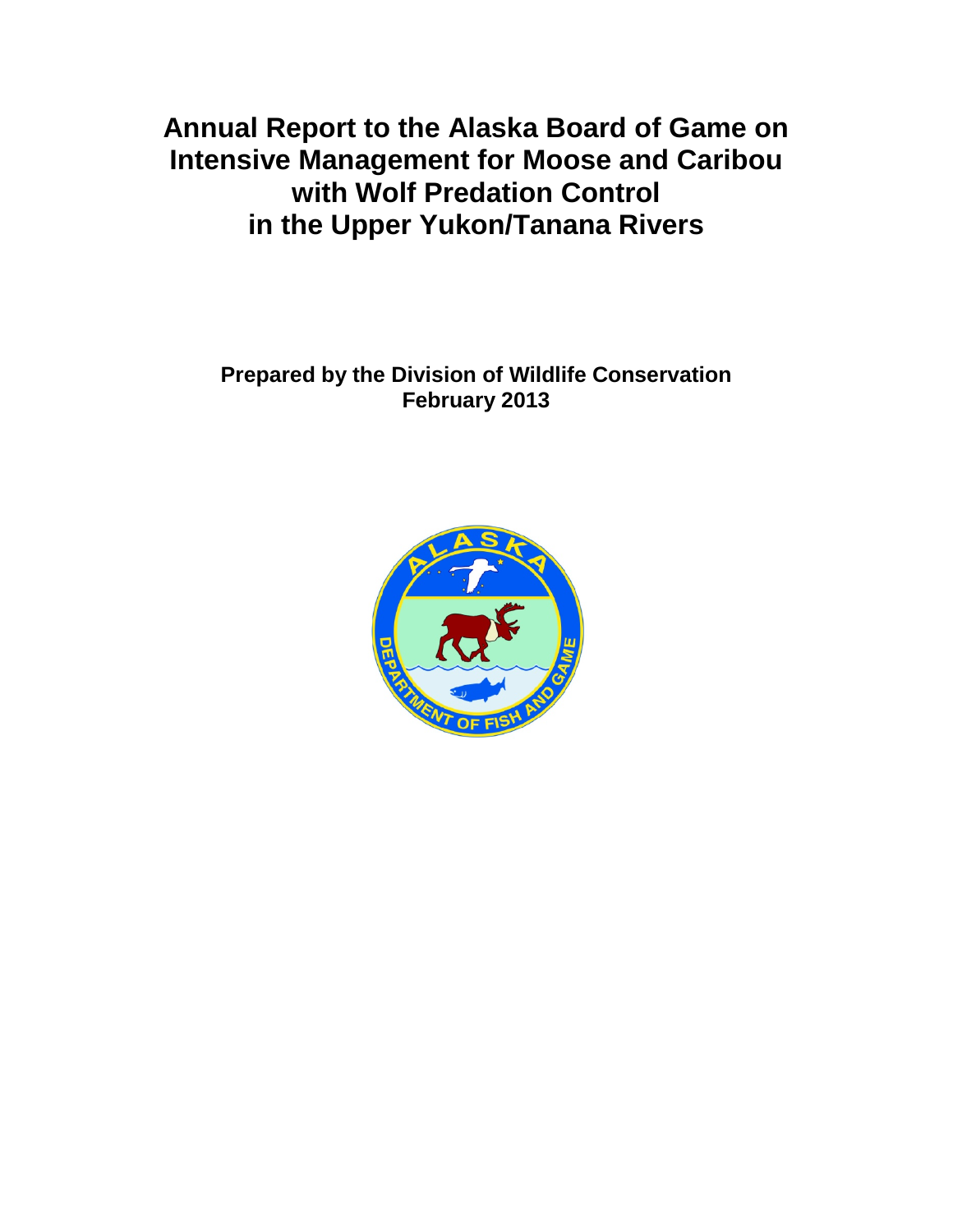# Annual Report to the Alaska Board of Game on Intensive Management for Moose and Caribou with Wolf Predation Control in the Upper Yukon/Tanana Rivers

**Prepared by the Division of Wildlife Conservation**
**February 2013**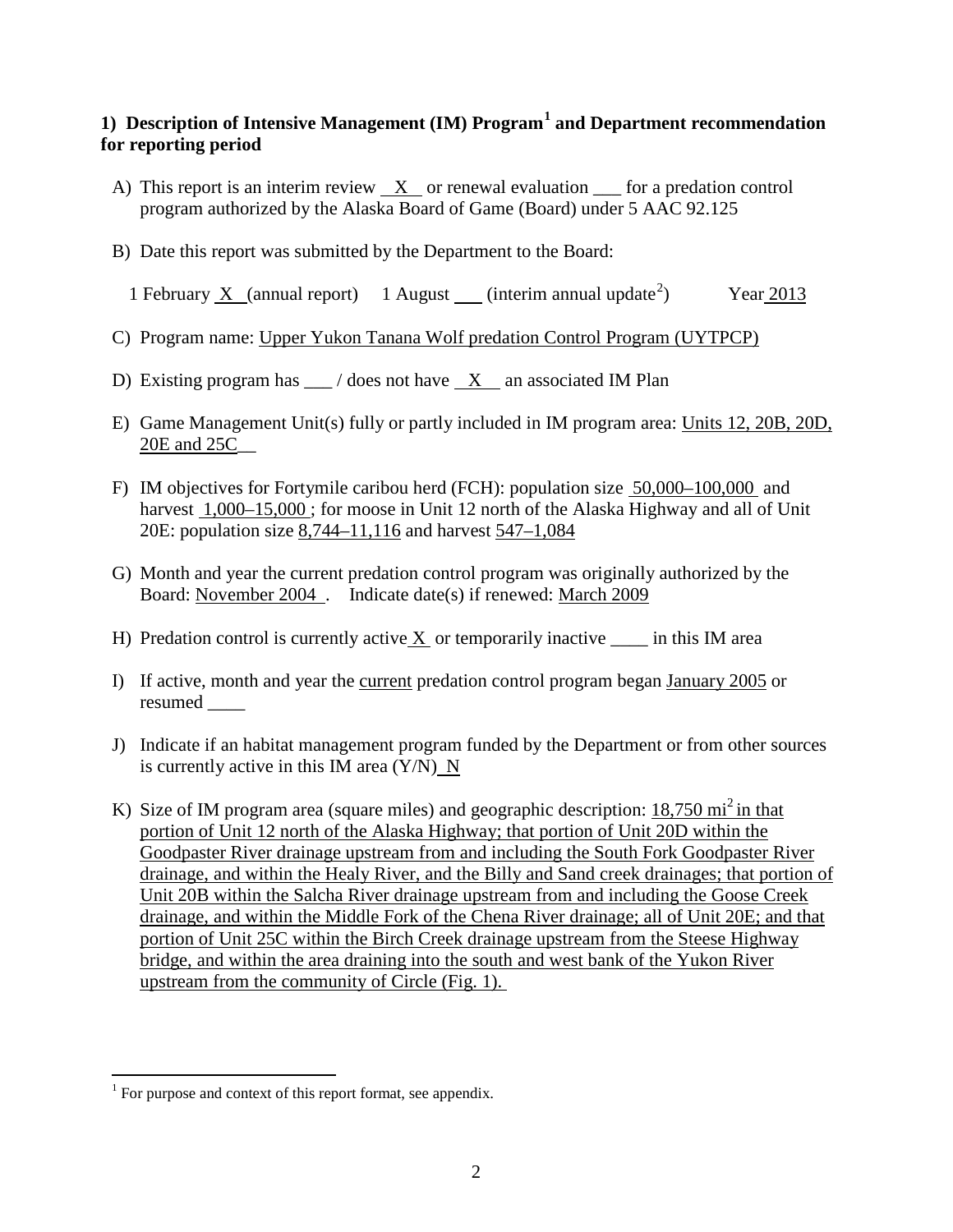## 1) Description of Intensive Management (IM) Program[1] and Department recommendation for reporting period

A) This report is an interim review __X__ or renewal evaluation ___ for a predation control program authorized by the Alaska Board of Game (Board) under 5 AAC 92.125

B) Date this report was submitted by the Department to the Board:

1 February __X__ (annual report) 1 August ___ (interim annual update[2]) Year 2013

C) Program name: Upper Yukon Tanana Wolf predation Control Program (UYTPCP)

D) Existing program has ___ / does not have __X__ an associated IM Plan

E) Game Management Unit(s) fully or partly included in IM program area: Units 12, 20B, 20D, 20E and 25C

F) IM objectives for Fortymile caribou herd (FCH): population size 50,000–100,000 and harvest 1,000–15,000 ; for moose in Unit 12 north of the Alaska Highway and all of Unit 20E: population size 8,744–11,116 and harvest 547–1,084

G) Month and year the current predation control program was originally authorized by the Board: November 2004 . Indicate date(s) if renewed: March 2009

H) Predation control is currently active __X__ or temporarily inactive ____ in this IM area

I) If active, month and year the current predation control program began January 2005 or resumed ____

J) Indicate if an habitat management program funded by the Department or from other sources is currently active in this IM area (Y/N) N

K) Size of IM program area (square miles) and geographic description: 18,750 $mi^2$ in that portion of Unit 12 north of the Alaska Highway; that portion of Unit 20D within the Goodpaster River drainage upstream from and including the South Fork Goodpaster River drainage, and within the Healy River, and the Billy and Sand creek drainages; that portion of Unit 20B within the Salcha River drainage upstream from and including the Goose Creek drainage, and within the Middle Fork of the Chena River drainage; all of Unit 20E; and that portion of Unit 25C within the Birch Creek drainage upstream from the Steese Highway bridge, and within the area draining into the south and west bank of the Yukon River upstream from the community of Circle (Fig. 1).

[1] For purpose and context of this report format, see appendix.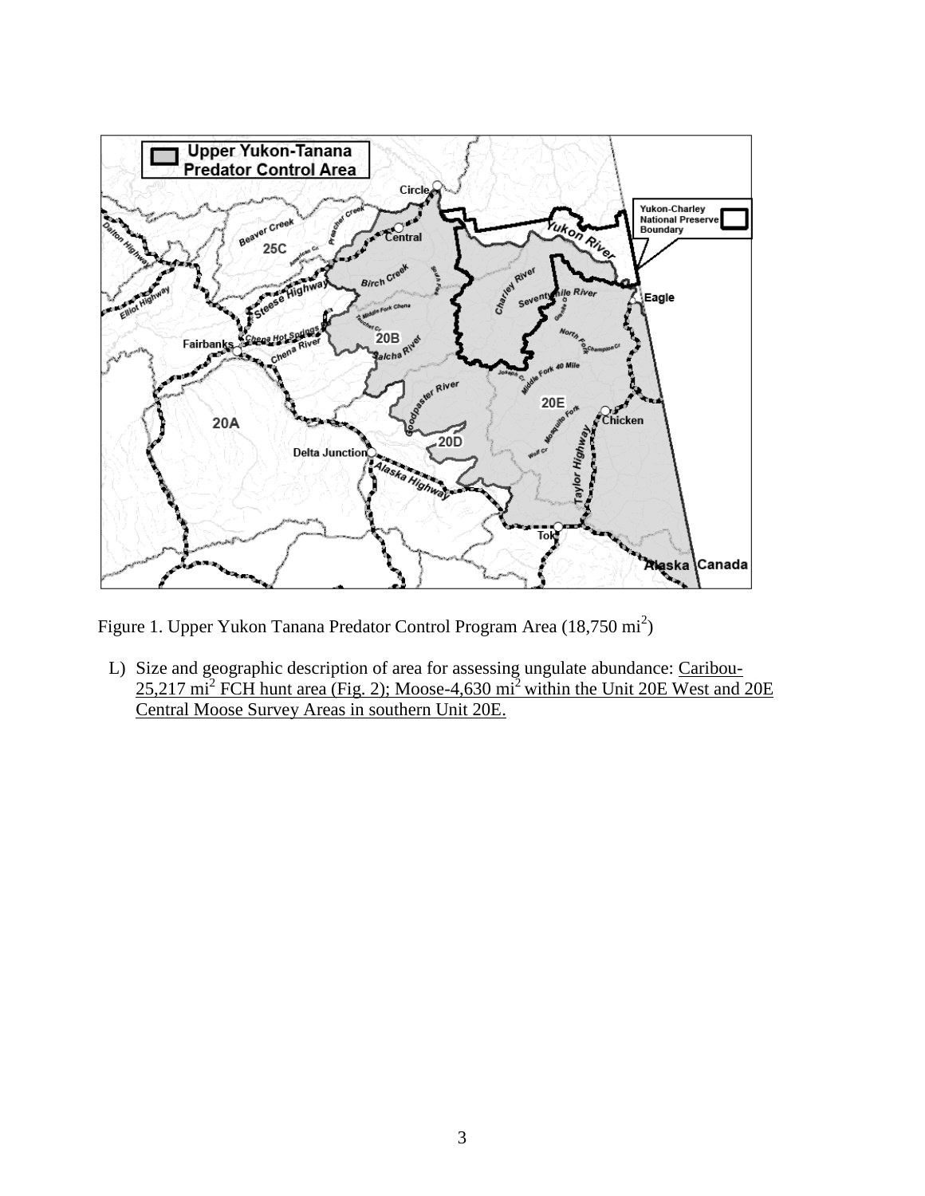Figure 1. Upper Yukon Tanana Predator Control Program Area (18,750 $mi^2$)

L) Size and geographic description of area for assessing ungulate abundance: Caribou- 25,217 $mi^2$ FCH hunt area (Fig. 2); Moose-4,630 $mi^2$ within the Unit 20E West and 20E Central Moose Survey Areas in southern Unit 20E.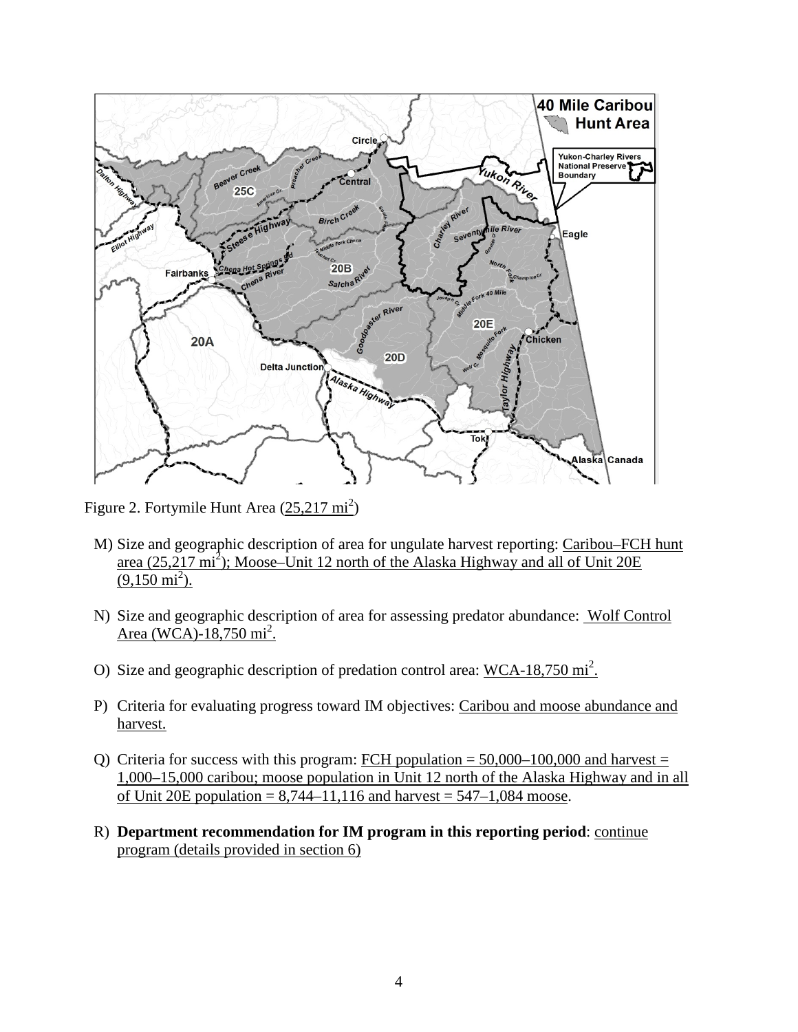Figure 2. Fortymile Hunt Area (25,217 mi$^2$)

M) Size and geographic description of area for ungulate harvest reporting: Caribou–FCH hunt area (25,217 mi$^2$); Moose–Unit 12 north of the Alaska Highway and all of Unit 20E (9,150 mi$^2$).

N) Size and geographic description of area for assessing predator abundance: Wolf Control Area (WCA)-18,750 mi$^2$.

O) Size and geographic description of predation control area: WCA-18,750 mi$^2$.

P) Criteria for evaluating progress toward IM objectives: Caribou and moose abundance and harvest.

Q) Criteria for success with this program: FCH population = 50,000–100,000 and harvest = 1,000–15,000 caribou; moose population in Unit 12 north of the Alaska Highway and in all of Unit 20E population = 8,744–11,116 and harvest = 547–1,084 moose.

R) **Department recommendation for IM program in this reporting period**: continue program (details provided in section 6)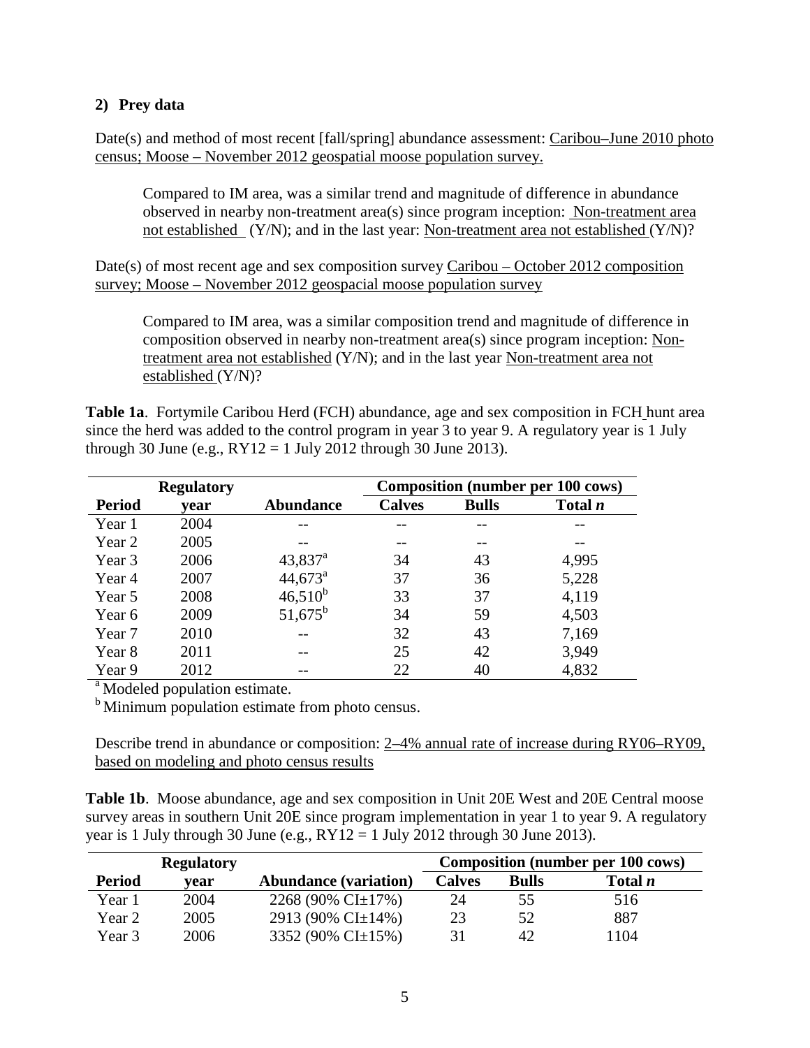## 2) Prey data

Date(s) and method of most recent [fall/spring] abundance assessment: Caribou–June 2010 photo census; Moose – November 2012 geospatial moose population survey.

> Compared to IM area, was a similar trend and magnitude of difference in abundance observed in nearby non-treatment area(s) since program inception: Non-treatment area not established (Y/N); and in the last year: Non-treatment area not established (Y/N)?

Date(s) of most recent age and sex composition survey Caribou – October 2012 composition survey; Moose – November 2012 geospacial moose population survey

> Compared to IM area, was a similar composition trend and magnitude of difference in composition observed in nearby non-treatment area(s) since program inception: Non-treatment area not established (Y/N); and in the last year Non-treatment area not established (Y/N)?

**Table 1a**. Fortymile Caribou Herd (FCH) abundance, age and sex composition in FCH hunt area since the herd was added to the control program in year 3 to year 9. A regulatory year is 1 July through 30 June (e.g., RY12 = 1 July 2012 through 30 June 2013).

| | Regulatory | | Composition (number per 100 cows) | | |
|---|---|---|---|---|---|
| **Period** | **year** | **Abundance** | **Calves** | **Bulls** | **Total *n*** |
| Year 1 | 2004 | -- | -- | -- | -- |
| Year 2 | 2005 | -- | -- | -- | -- |
| Year 3 | 2006 | 43,837[a] | 34 | 43 | 4,995 |
| Year 4 | 2007 | 44,673[a] | 37 | 36 | 5,228 |
| Year 5 | 2008 | 46,510[b] | 33 | 37 | 4,119 |
| Year 6 | 2009 | 51,675[b] | 34 | 59 | 4,503 |
| Year 7 | 2010 | -- | 32 | 43 | 7,169 |
| Year 8 | 2011 | -- | 25 | 42 | 3,949 |
| Year 9 | 2012 | -- | 22 | 40 | 4,832 |

[a] Modeled population estimate.
[b] Minimum population estimate from photo census.

Describe trend in abundance or composition: 2–4% annual rate of increase during RY06–RY09, based on modeling and photo census results

**Table 1b**. Moose abundance, age and sex composition in Unit 20E West and 20E Central moose survey areas in southern Unit 20E since program implementation in year 1 to year 9. A regulatory year is 1 July through 30 June (e.g., RY12 = 1 July 2012 through 30 June 2013).

| | Regulatory | | Composition (number per 100 cows) | | |
|---|---|---|---|---|---|
| **Period** | **year** | **Abundance (variation)** | **Calves** | **Bulls** | **Total *n*** |
| Year 1 | 2004 | 2268 (90% CI±17%) | 24 | 55 | 516 |
| Year 2 | 2005 | 2913 (90% CI±14%) | 23 | 52 | 887 |
| Year 3 | 2006 | 3352 (90% CI±15%) | 31 | 42 | 1104 |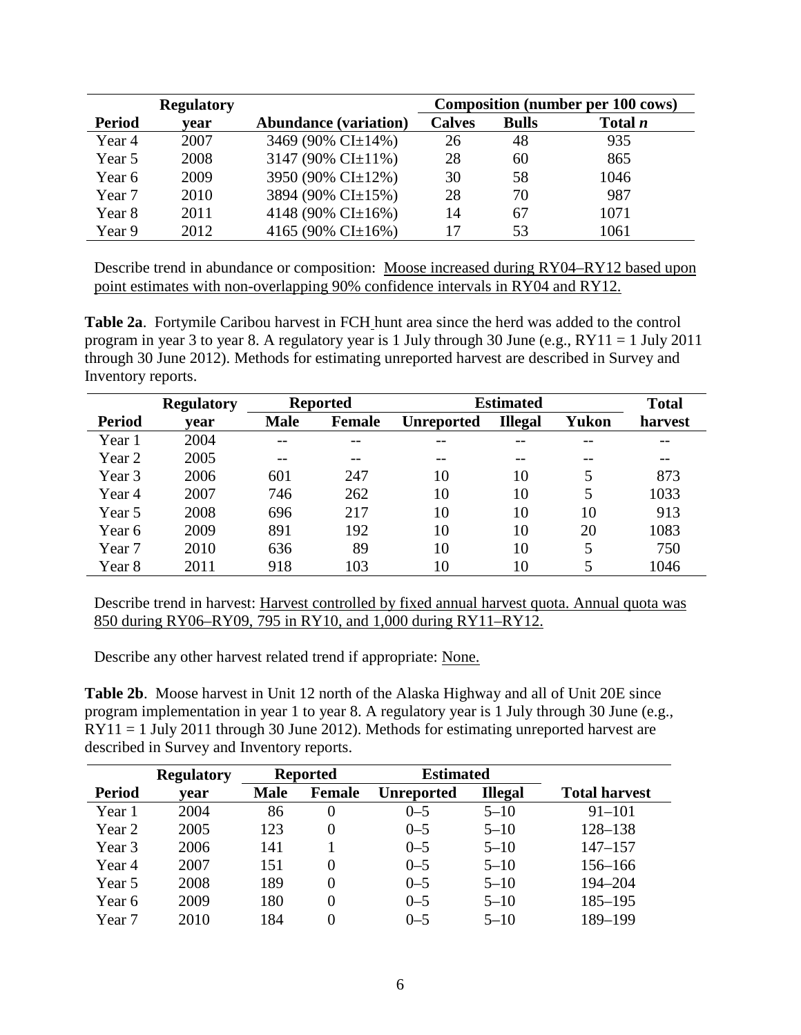| Period | Regulatory year | Abundance (variation) | Composition (number per 100 cows) | | |
|---|---|---|---|---|---|
| | | | Calves | Bulls | Total *n* |
| Year 4 | 2007 | 3469 (90% CI±14%) | 26 | 48 | 935 |
| Year 5 | 2008 | 3147 (90% CI±11%) | 28 | 60 | 865 |
| Year 6 | 2009 | 3950 (90% CI±12%) | 30 | 58 | 1046 |
| Year 7 | 2010 | 3894 (90% CI±15%) | 28 | 70 | 987 |
| Year 8 | 2011 | 4148 (90% CI±16%) | 14 | 67 | 1071 |
| Year 9 | 2012 | 4165 (90% CI±16%) | 17 | 53 | 1061 |

Describe trend in abundance or composition: Moose increased during RY04–RY12 based upon point estimates with non-overlapping 90% confidence intervals in RY04 and RY12.

**Table 2a**. Fortymile Caribou harvest in FCH hunt area since the herd was added to the control program in year 3 to year 8. A regulatory year is 1 July through 30 June (e.g., RY11 = 1 July 2011 through 30 June 2012). Methods for estimating unreported harvest are described in Survey and Inventory reports.

| Period | Regulatory year | Reported | | Estimated | | | Total harvest |
|---|---|---|---|---|---|---|---|
| | | Male | Female | Unreported | Illegal | Yukon | |
| Year 1 | 2004 | -- | -- | -- | -- | -- | -- |
| Year 2 | 2005 | -- | -- | -- | -- | -- | -- |
| Year 3 | 2006 | 601 | 247 | 10 | 10 | 5 | 873 |
| Year 4 | 2007 | 746 | 262 | 10 | 10 | 5 | 1033 |
| Year 5 | 2008 | 696 | 217 | 10 | 10 | 10 | 913 |
| Year 6 | 2009 | 891 | 192 | 10 | 10 | 20 | 1083 |
| Year 7 | 2010 | 636 | 89 | 10 | 10 | 5 | 750 |
| Year 8 | 2011 | 918 | 103 | 10 | 10 | 5 | 1046 |

Describe trend in harvest: Harvest controlled by fixed annual harvest quota. Annual quota was 850 during RY06–RY09, 795 in RY10, and 1,000 during RY11–RY12.

Describe any other harvest related trend if appropriate: None.

**Table 2b**. Moose harvest in Unit 12 north of the Alaska Highway and all of Unit 20E since program implementation in year 1 to year 8. A regulatory year is 1 July through 30 June (e.g., RY11 = 1 July 2011 through 30 June 2012). Methods for estimating unreported harvest are described in Survey and Inventory reports.

| Period | Regulatory year | Reported | | Estimated | | Total harvest |
|---|---|---|---|---|---|---|
| | | Male | Female | Unreported | Illegal | |
| Year 1 | 2004 | 86 | 0 | 0–5 | 5–10 | 91–101 |
| Year 2 | 2005 | 123 | 0 | 0–5 | 5–10 | 128–138 |
| Year 3 | 2006 | 141 | 1 | 0–5 | 5–10 | 147–157 |
| Year 4 | 2007 | 151 | 0 | 0–5 | 5–10 | 156–166 |
| Year 5 | 2008 | 189 | 0 | 0–5 | 5–10 | 194–204 |
| Year 6 | 2009 | 180 | 0 | 0–5 | 5–10 | 185–195 |
| Year 7 | 2010 | 184 | 0 | 0–5 | 5–10 | 189–199 |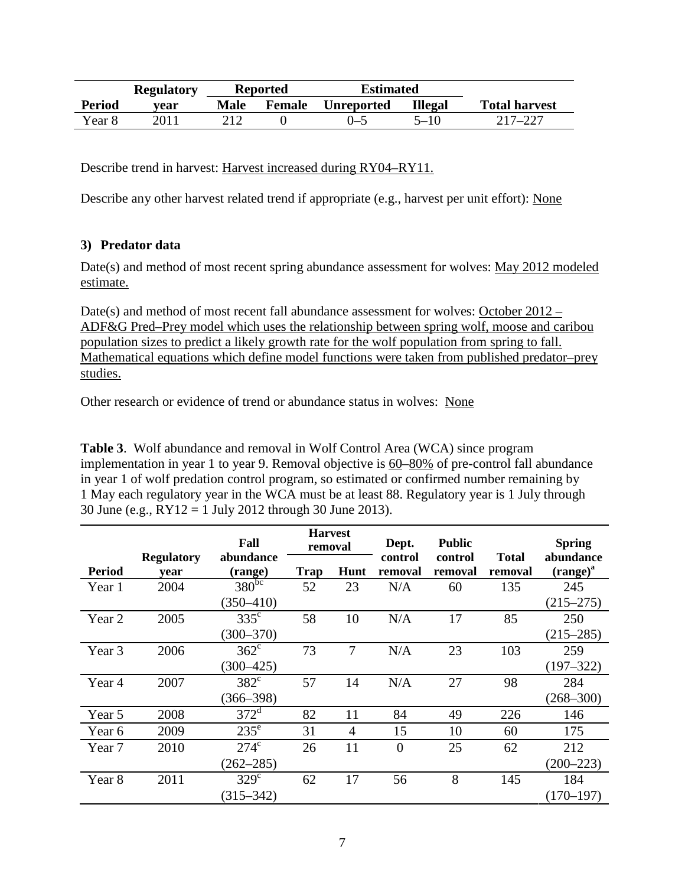| Period | Regulatory year | Reported | | Estimated | | Total harvest |
|---|---|---|---|---|---|---|
| | | Male | Female | Unreported | Illegal | |
| Year 8 | 2011 | 212 | 0 | 0–5 | 5–10 | 217–227 |

Describe trend in harvest: Harvest increased during RY04–RY11.

Describe any other harvest related trend if appropriate (e.g., harvest per unit effort): None

### 3) Predator data

Date(s) and method of most recent spring abundance assessment for wolves: May 2012 modeled estimate.

Date(s) and method of most recent fall abundance assessment for wolves: October 2012 – ADF&G Pred–Prey model which uses the relationship between spring wolf, moose and caribou population sizes to predict a likely growth rate for the wolf population from spring to fall. Mathematical equations which define model functions were taken from published predator–prey studies.

Other research or evidence of trend or abundance status in wolves: None

**Table 3**. Wolf abundance and removal in Wolf Control Area (WCA) since program implementation in year 1 to year 9. Removal objective is 60–80% of pre-control fall abundance in year 1 of wolf predation control program, so estimated or confirmed number remaining by 1 May each regulatory year in the WCA must be at least 88. Regulatory year is 1 July through 30 June (e.g., RY12 = 1 July 2012 through 30 June 2013).

| Period | Regulatory year | Fall abundance (range) | Harvest removal | | Dept. control removal | Public control removal | Total removal | Spring abundance (range)[a] |
|---|---|---|---|---|---|---|---|---|
| | | | Trap | Hunt | | | | |
| Year 1 | 2004 | 380[bc] (350–410) | 52 | 23 | N/A | 60 | 135 | 245 (215–275) |
| Year 2 | 2005 | 335[c] (300–370) | 58 | 10 | N/A | 17 | 85 | 250 (215–285) |
| Year 3 | 2006 | 362[c] (300–425) | 73 | 7 | N/A | 23 | 103 | 259 (197–322) |
| Year 4 | 2007 | 382[c] (366–398) | 57 | 14 | N/A | 27 | 98 | 284 (268–300) |
| Year 5 | 2008 | 372[d] | 82 | 11 | 84 | 49 | 226 | 146 |
| Year 6 | 2009 | 235[e] | 31 | 4 | 15 | 10 | 60 | 175 |
| Year 7 | 2010 | 274[c] (262–285) | 26 | 11 | 0 | 25 | 62 | 212 (200–223) |
| Year 8 | 2011 | 329[c] (315–342) | 62 | 17 | 56 | 8 | 145 | 184 (170–197) |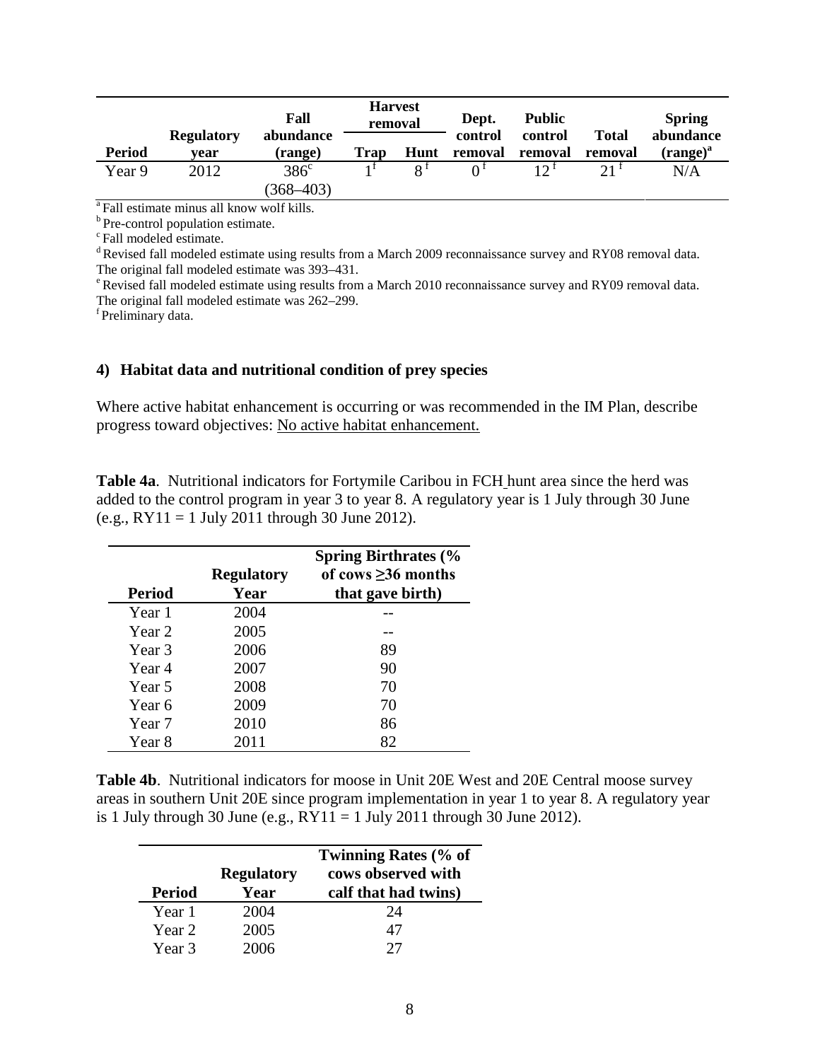| Period | Regulatory year | Fall abundance (range) | Harvest removal | | Dept. control removal | Public control removal | Total removal | Spring abundance (range)[a] |
|---|---|---|---|---|---|---|---|---|
| | | | Trap | Hunt | | | | |
| Year 9 | 2012 | 386[c] (368–403) | 1[f] | 8[f] | 0[f] | 12[f] | 21[f] | N/A |

[a] Fall estimate minus all know wolf kills.
[b] Pre-control population estimate.
[c] Fall modeled estimate.
[d] Revised fall modeled estimate using results from a March 2009 reconnaissance survey and RY08 removal data. The original fall modeled estimate was 393–431.
[e] Revised fall modeled estimate using results from a March 2010 reconnaissance survey and RY09 removal data. The original fall modeled estimate was 262–299.
[f] Preliminary data.

### 4) Habitat data and nutritional condition of prey species

Where active habitat enhancement is occurring or was recommended in the IM Plan, describe progress toward objectives: No active habitat enhancement.

**Table 4a**. Nutritional indicators for Fortymile Caribou in FCH hunt area since the herd was added to the control program in year 3 to year 8. A regulatory year is 1 July through 30 June (e.g., RY11 = 1 July 2011 through 30 June 2012).

| Period | Regulatory Year | Spring Birthrates (% of cows ≥36 months that gave birth) |
|---|---|---|
| Year 1 | 2004 | -- |
| Year 2 | 2005 | -- |
| Year 3 | 2006 | 89 |
| Year 4 | 2007 | 90 |
| Year 5 | 2008 | 70 |
| Year 6 | 2009 | 70 |
| Year 7 | 2010 | 86 |
| Year 8 | 2011 | 82 |

**Table 4b**. Nutritional indicators for moose in Unit 20E West and 20E Central moose survey areas in southern Unit 20E since program implementation in year 1 to year 8. A regulatory year is 1 July through 30 June (e.g., RY11 = 1 July 2011 through 30 June 2012).

| Period | Regulatory Year | Twinning Rates (% of cows observed with calf that had twins) |
|---|---|---|
| Year 1 | 2004 | 24 |
| Year 2 | 2005 | 47 |
| Year 3 | 2006 | 27 |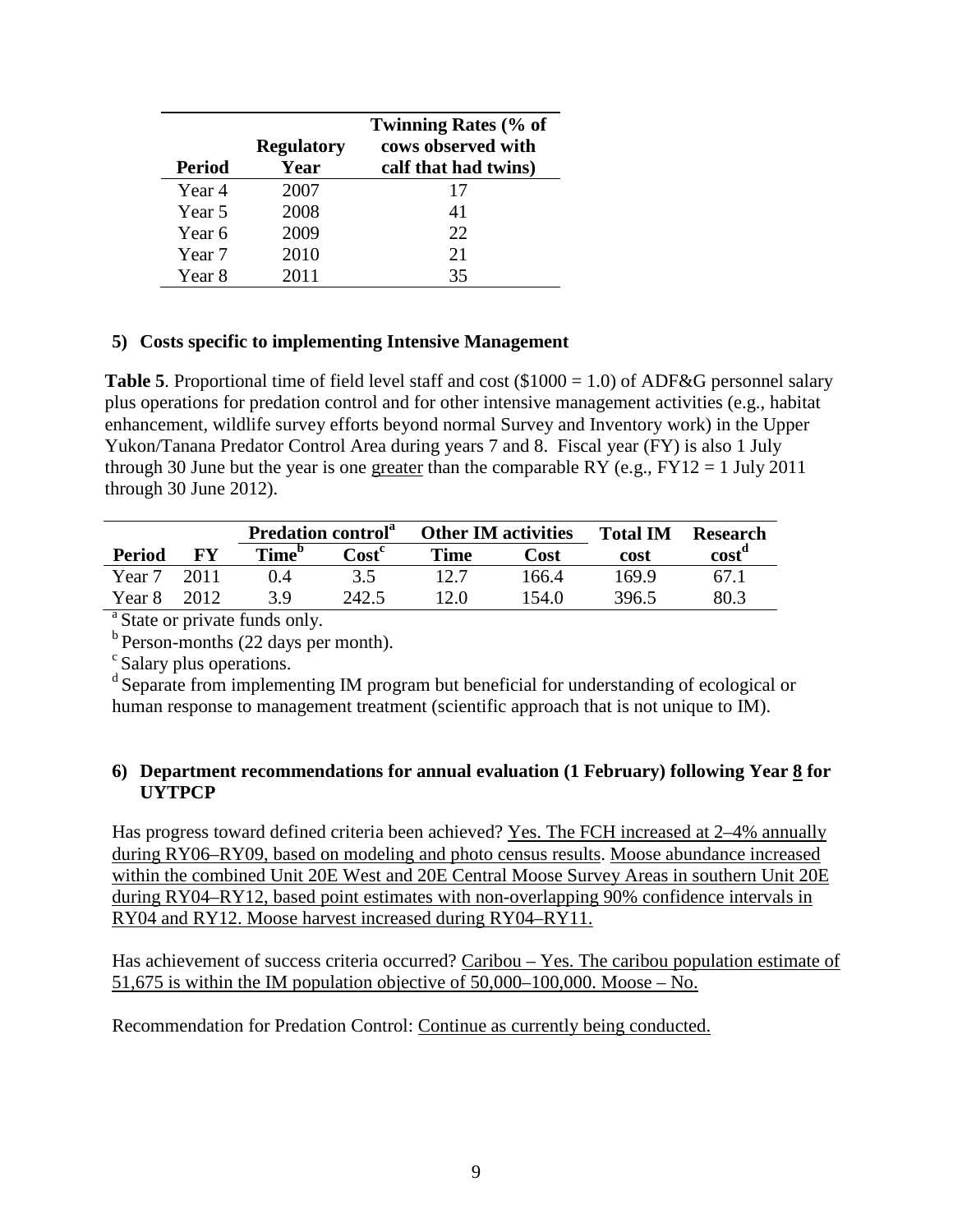| Period | Regulatory Year | Twinning Rates (% of cows observed with calf that had twins) |
|---|---|---|
| Year 4 | 2007 | 17 |
| Year 5 | 2008 | 41 |
| Year 6 | 2009 | 22 |
| Year 7 | 2010 | 21 |
| Year 8 | 2011 | 35 |

## 5) Costs specific to implementing Intensive Management

**Table 5**. Proportional time of field level staff and cost ($1000 = 1.0) of ADF&G personnel salary plus operations for predation control and for other intensive management activities (e.g., habitat enhancement, wildlife survey efforts beyond normal Survey and Inventory work) in the Upper Yukon/Tanana Predator Control Area during years 7 and 8. Fiscal year (FY) is also 1 July through 30 June but the year is one greater than the comparable RY (e.g., FY12 = 1 July 2011 through 30 June 2012).

| | | Predation control[a] | | Other IM activities | | Total IM | Research |
|---|---|---|---|---|---|---|---|
| Period | FY | Time[b] | Cost[c] | Time | Cost | cost | cost[d] |
| Year 7 | 2011 | 0.4 | 3.5 | 12.7 | 166.4 | 169.9 | 67.1 |
| Year 8 | 2012 | 3.9 | 242.5 | 12.0 | 154.0 | 396.5 | 80.3 |

[a] State or private funds only.
[b] Person-months (22 days per month).
[c] Salary plus operations.
[d] Separate from implementing IM program but beneficial for understanding of ecological or human response to management treatment (scientific approach that is not unique to IM).

## 6) Department recommendations for annual evaluation (1 February) following Year 8 for UYTPCP

Has progress toward defined criteria been achieved? Yes. The FCH increased at 2–4% annually during RY06–RY09, based on modeling and photo census results. Moose abundance increased within the combined Unit 20E West and 20E Central Moose Survey Areas in southern Unit 20E during RY04–RY12, based point estimates with non-overlapping 90% confidence intervals in RY04 and RY12. Moose harvest increased during RY04–RY11.

Has achievement of success criteria occurred? Caribou – Yes. The caribou population estimate of 51,675 is within the IM population objective of 50,000–100,000. Moose – No.

Recommendation for Predation Control: Continue as currently being conducted.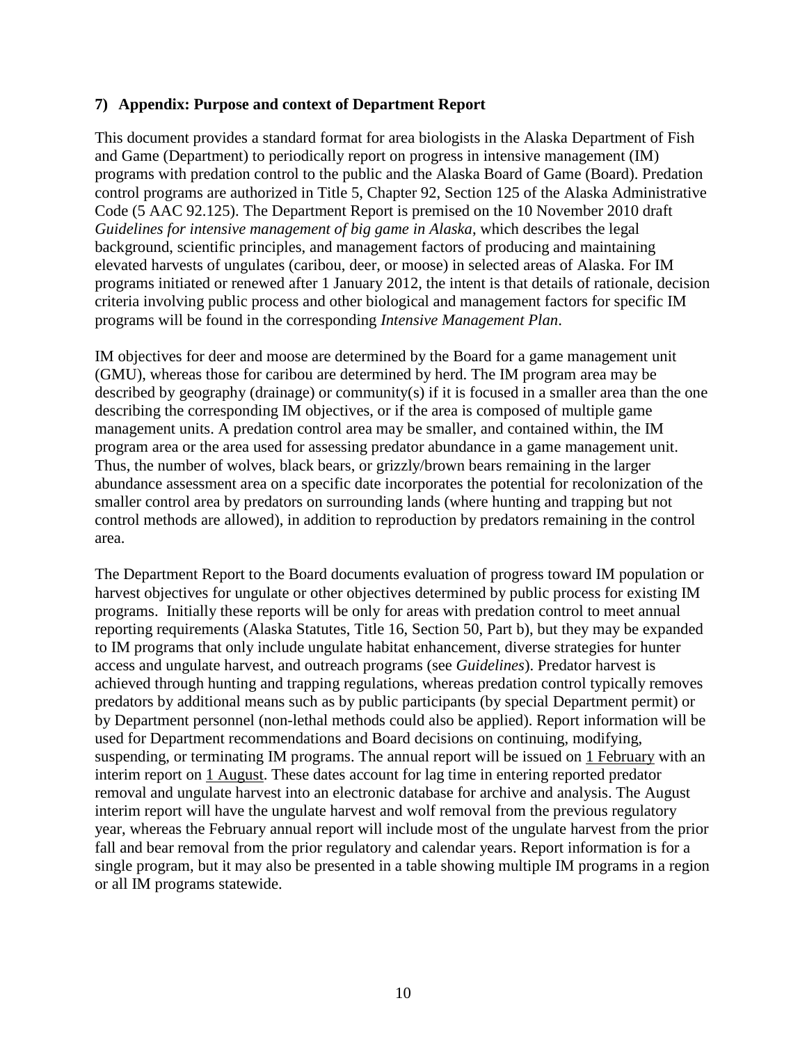## 7) Appendix: Purpose and context of Department Report

This document provides a standard format for area biologists in the Alaska Department of Fish and Game (Department) to periodically report on progress in intensive management (IM) programs with predation control to the public and the Alaska Board of Game (Board). Predation control programs are authorized in Title 5, Chapter 92, Section 125 of the Alaska Administrative Code (5 AAC 92.125). The Department Report is premised on the 10 November 2010 draft *Guidelines for intensive management of big game in Alaska*, which describes the legal background, scientific principles, and management factors of producing and maintaining elevated harvests of ungulates (caribou, deer, or moose) in selected areas of Alaska. For IM programs initiated or renewed after 1 January 2012, the intent is that details of rationale, decision criteria involving public process and other biological and management factors for specific IM programs will be found in the corresponding *Intensive Management Plan*.

IM objectives for deer and moose are determined by the Board for a game management unit (GMU), whereas those for caribou are determined by herd. The IM program area may be described by geography (drainage) or community(s) if it is focused in a smaller area than the one describing the corresponding IM objectives, or if the area is composed of multiple game management units. A predation control area may be smaller, and contained within, the IM program area or the area used for assessing predator abundance in a game management unit. Thus, the number of wolves, black bears, or grizzly/brown bears remaining in the larger abundance assessment area on a specific date incorporates the potential for recolonization of the smaller control area by predators on surrounding lands (where hunting and trapping but not control methods are allowed), in addition to reproduction by predators remaining in the control area.

The Department Report to the Board documents evaluation of progress toward IM population or harvest objectives for ungulate or other objectives determined by public process for existing IM programs. Initially these reports will be only for areas with predation control to meet annual reporting requirements (Alaska Statutes, Title 16, Section 50, Part b), but they may be expanded to IM programs that only include ungulate habitat enhancement, diverse strategies for hunter access and ungulate harvest, and outreach programs (see *Guidelines*). Predator harvest is achieved through hunting and trapping regulations, whereas predation control typically removes predators by additional means such as by public participants (by special Department permit) or by Department personnel (non-lethal methods could also be applied). Report information will be used for Department recommendations and Board decisions on continuing, modifying, suspending, or terminating IM programs. The annual report will be issued on 1 February with an interim report on 1 August. These dates account for lag time in entering reported predator removal and ungulate harvest into an electronic database for archive and analysis. The August interim report will have the ungulate harvest and wolf removal from the previous regulatory year, whereas the February annual report will include most of the ungulate harvest from the prior fall and bear removal from the prior regulatory and calendar years. Report information is for a single program, but it may also be presented in a table showing multiple IM programs in a region or all IM programs statewide.